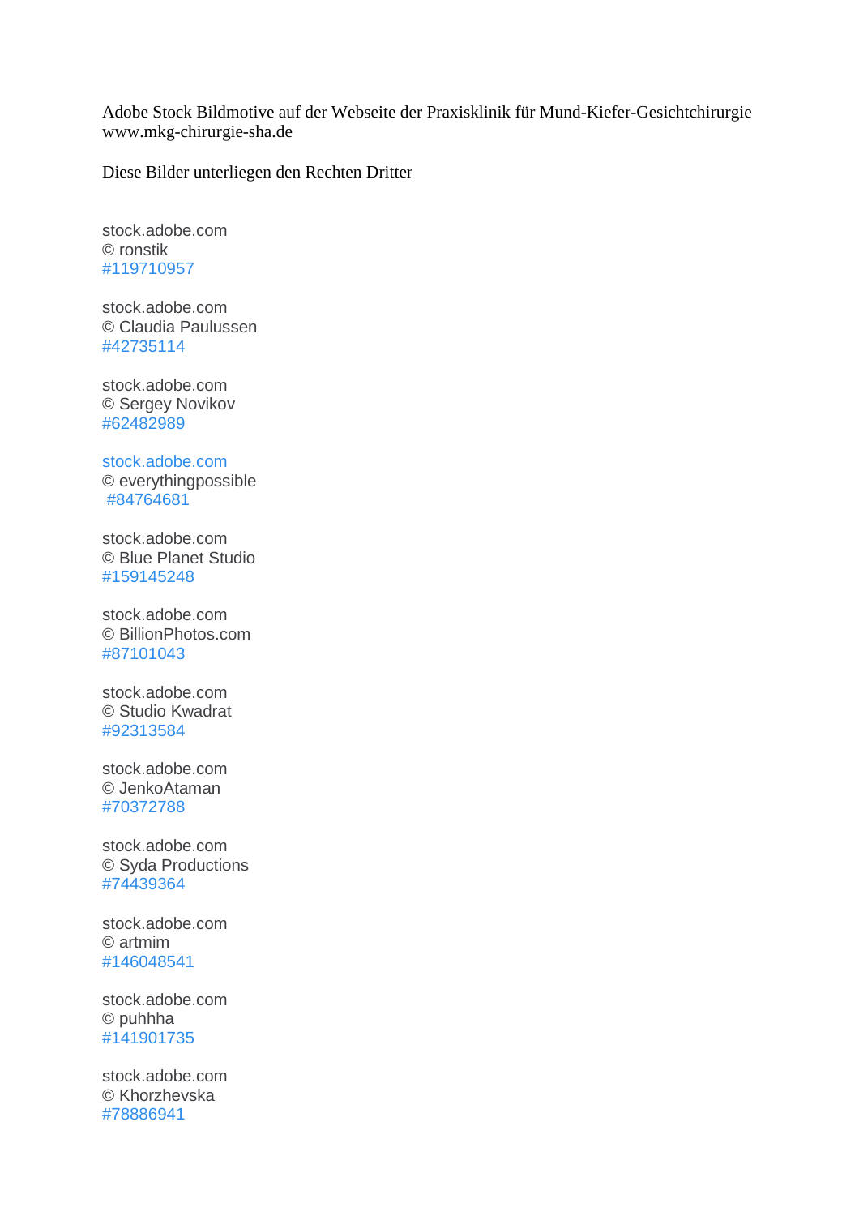Adobe Stock Bildmotive auf der Webseite der Praxisklinik für Mund-Kiefer-Gesichtchirurgie
www.mkg-chirurgie-sha.de

Diese Bilder unterliegen den Rechten Dritter

stock.adobe.com
© ronstik
#119710957

stock.adobe.com
© Claudia Paulussen
#42735114

stock.adobe.com
© Sergey Novikov
#62482989

stock.adobe.com
© everythingpossible
#84764681

stock.adobe.com
© Blue Planet Studio
#159145248

stock.adobe.com
© BillionPhotos.com
#87101043

stock.adobe.com
© Studio Kwadrat
#92313584

stock.adobe.com
© JenkoAtaman
#70372788

stock.adobe.com
© Syda Productions
#74439364

stock.adobe.com
© artmim
#146048541

stock.adobe.com
© puhhha
#141901735

stock.adobe.com
© Khorzhevska
#78886941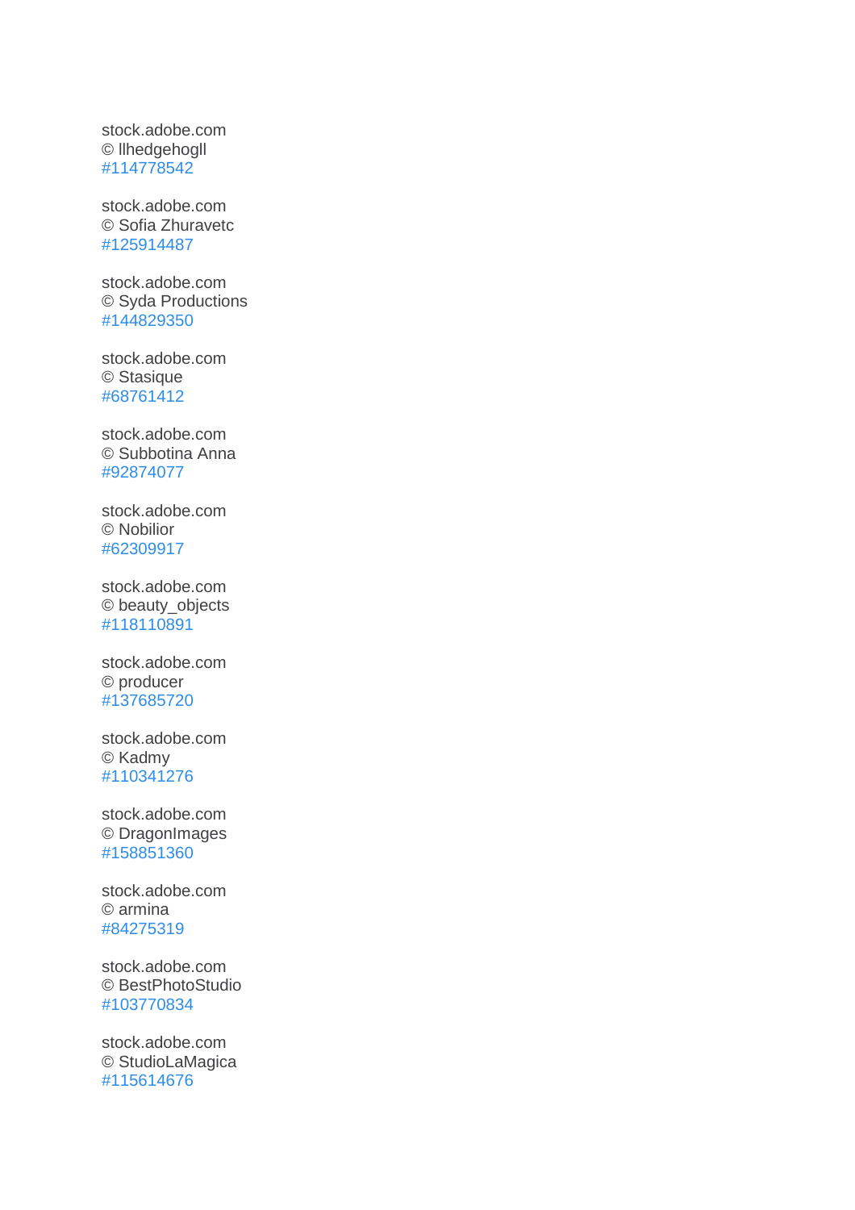stock.adobe.com
© llhedgehogll
#114778542

stock.adobe.com
© Sofia Zhuravetc
#125914487

stock.adobe.com
© Syda Productions
#144829350

stock.adobe.com
© Stasique
#68761412

stock.adobe.com
© Subbotina Anna
#92874077

stock.adobe.com
© Nobilior
#62309917

stock.adobe.com
© beauty_objects
#118110891

stock.adobe.com
© producer
#137685720

stock.adobe.com
© Kadmy
#110341276

stock.adobe.com
© DragonImages
#158851360

stock.adobe.com
© armina
#84275319

stock.adobe.com
© BestPhotoStudio
#103770834

stock.adobe.com
© StudioLaMagica
#115614676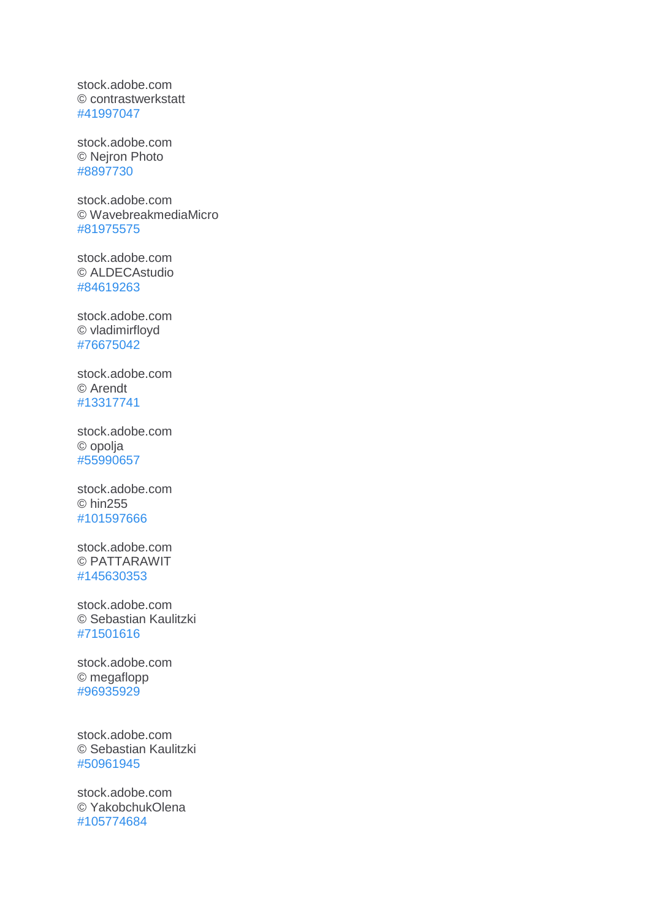stock.adobe.com
© contrastwerkstatt
#41997047

stock.adobe.com
© Nejron Photo
#8897730

stock.adobe.com
© WavebreakmediaMicro
#81975575

stock.adobe.com
© ALDECAstudio
#84619263

stock.adobe.com
© vladimirfloyd
#76675042

stock.adobe.com
© Arendt
#13317741

stock.adobe.com
© opolja
#55990657

stock.adobe.com
© hin255
#101597666

stock.adobe.com
© PATTARAWIT
#145630353

stock.adobe.com
© Sebastian Kaulitzki
#71501616

stock.adobe.com
© megaflopp
#96935929

stock.adobe.com
© Sebastian Kaulitzki
#50961945

stock.adobe.com
© YakobchukOlena
#105774684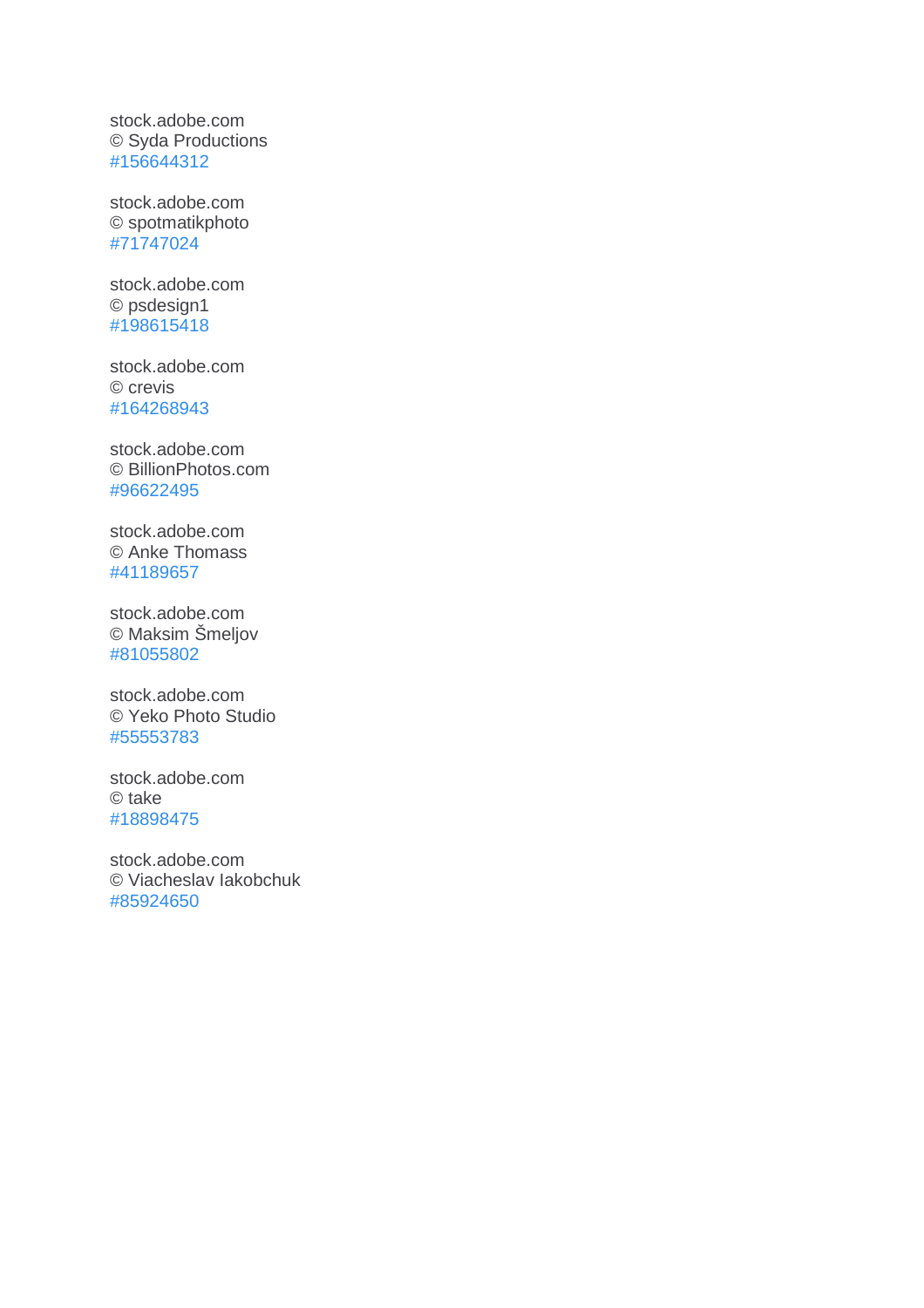stock.adobe.com
© Syda Productions
#156644312

stock.adobe.com
© spotmatikphoto
#71747024

stock.adobe.com
© psdesign1
#198615418

stock.adobe.com
© crevis
#164268943

stock.adobe.com
© BillionPhotos.com
#96622495

stock.adobe.com
© Anke Thomass
#41189657

stock.adobe.com
© Maksim Šmeljov
#81055802

stock.adobe.com
© Yeko Photo Studio
#55553783

stock.adobe.com
© take
#18898475

stock.adobe.com
© Viacheslav Iakobchuk
#85924650